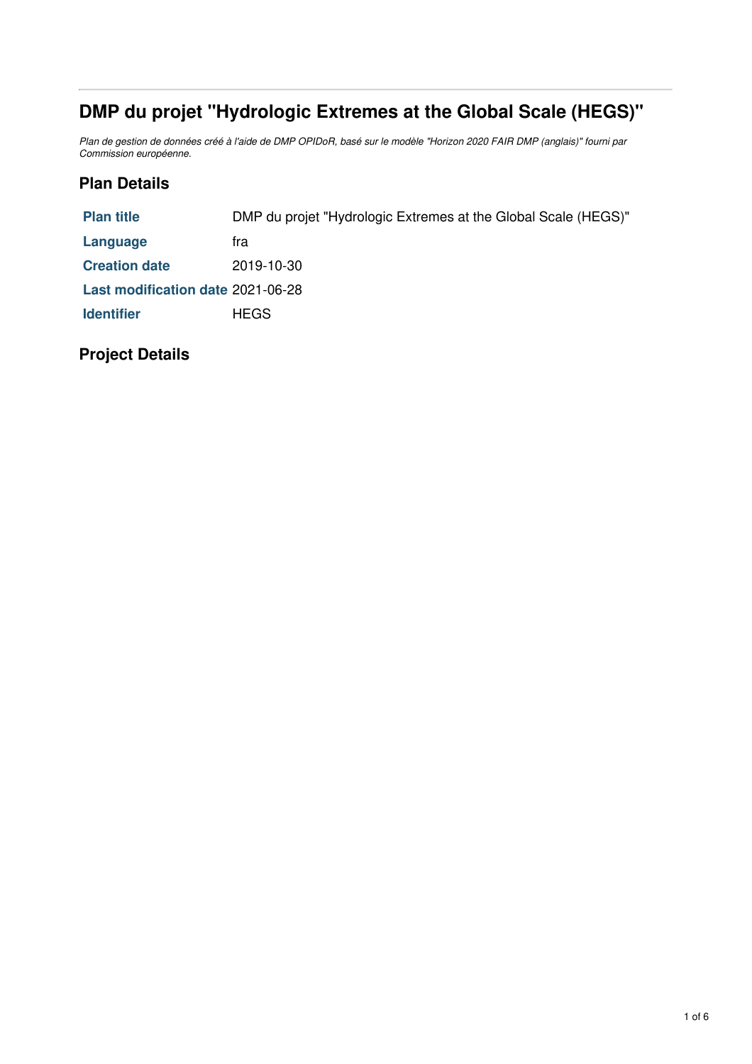# DMP du projet "Hydrologic Extremes at the Global Scale (HEGS)"

*Plan de gestion de données créé à l'aide de DMP OPIDoR, basé sur le modèle "Horizon 2020 FAIR DMP (anglais)" fourni par Commission européenne.*

## Plan Details

| | |
|---|---|
| **Plan title** | DMP du projet "Hydrologic Extremes at the Global Scale (HEGS)" |
| **Language** | fra |
| **Creation date** | 2019-10-30 |
| **Last modification date** | 2021-06-28 |
| **Identifier** | HEGS |

## Project Details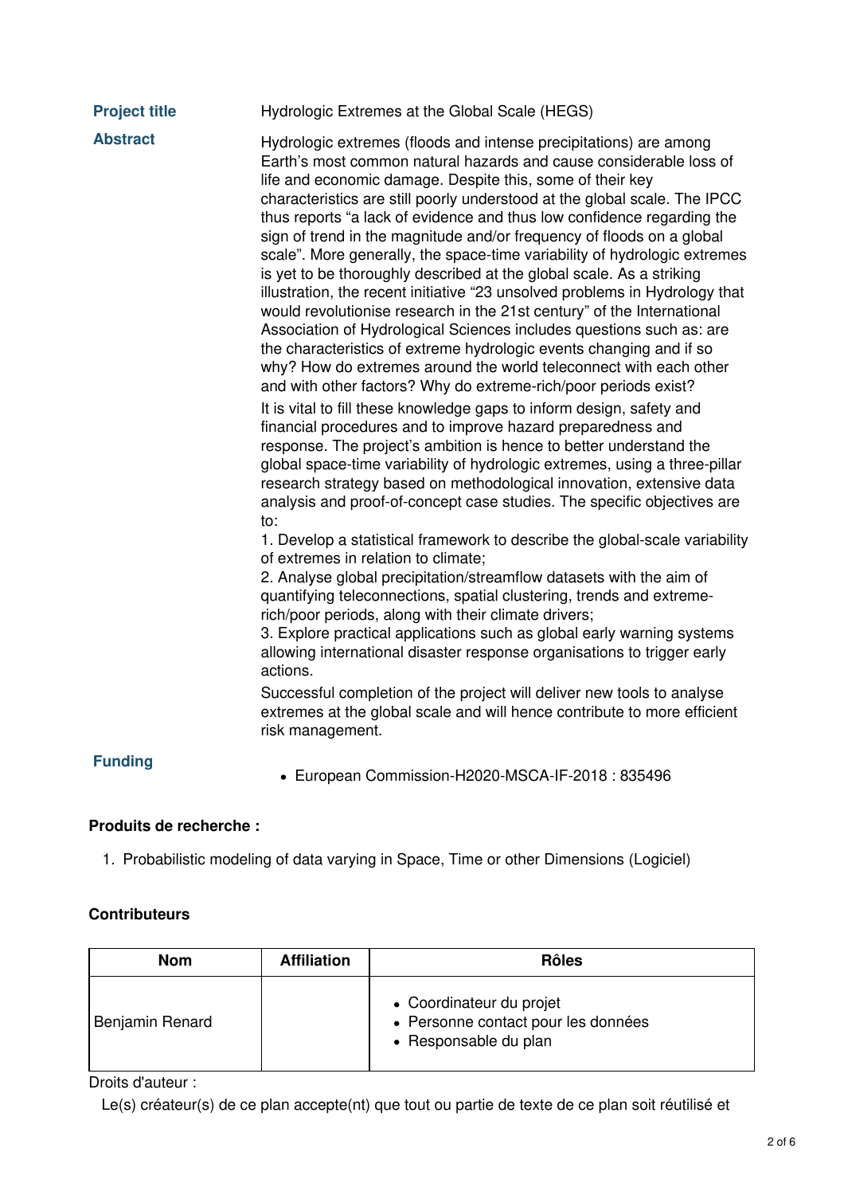**Project title** Hydrologic Extremes at the Global Scale (HEGS)

**Abstract**

Hydrologic extremes (floods and intense precipitations) are among Earth's most common natural hazards and cause considerable loss of life and economic damage. Despite this, some of their key characteristics are still poorly understood at the global scale. The IPCC thus reports "a lack of evidence and thus low confidence regarding the sign of trend in the magnitude and/or frequency of floods on a global scale". More generally, the space-time variability of hydrologic extremes is yet to be thoroughly described at the global scale. As a striking illustration, the recent initiative "23 unsolved problems in Hydrology that would revolutionise research in the 21st century" of the International Association of Hydrological Sciences includes questions such as: are the characteristics of extreme hydrologic events changing and if so why? How do extremes around the world teleconnect with each other and with other factors? Why do extreme-rich/poor periods exist?

It is vital to fill these knowledge gaps to inform design, safety and financial procedures and to improve hazard preparedness and response. The project's ambition is hence to better understand the global space-time variability of hydrologic extremes, using a three-pillar research strategy based on methodological innovation, extensive data analysis and proof-of-concept case studies. The specific objectives are to:

1. Develop a statistical framework to describe the global-scale variability of extremes in relation to climate;
2. Analyse global precipitation/streamflow datasets with the aim of quantifying teleconnections, spatial clustering, trends and extreme-rich/poor periods, along with their climate drivers;
3. Explore practical applications such as global early warning systems allowing international disaster response organisations to trigger early actions.

Successful completion of the project will deliver new tools to analyse extremes at the global scale and will hence contribute to more efficient risk management.

**Funding**

- European Commission-H2020-MSCA-IF-2018 : 835496

**Produits de recherche :**

1. Probabilistic modeling of data varying in Space, Time or other Dimensions (Logiciel)

**Contributeurs**

| Nom | Affiliation | Rôles |
|---|---|---|
| Benjamin Renard | | • Coordinateur du projet<br>• Personne contact pour les données<br>• Responsable du plan |

Droits d'auteur :

Le(s) créateur(s) de ce plan accepte(nt) que tout ou partie de texte de ce plan soit réutilisé et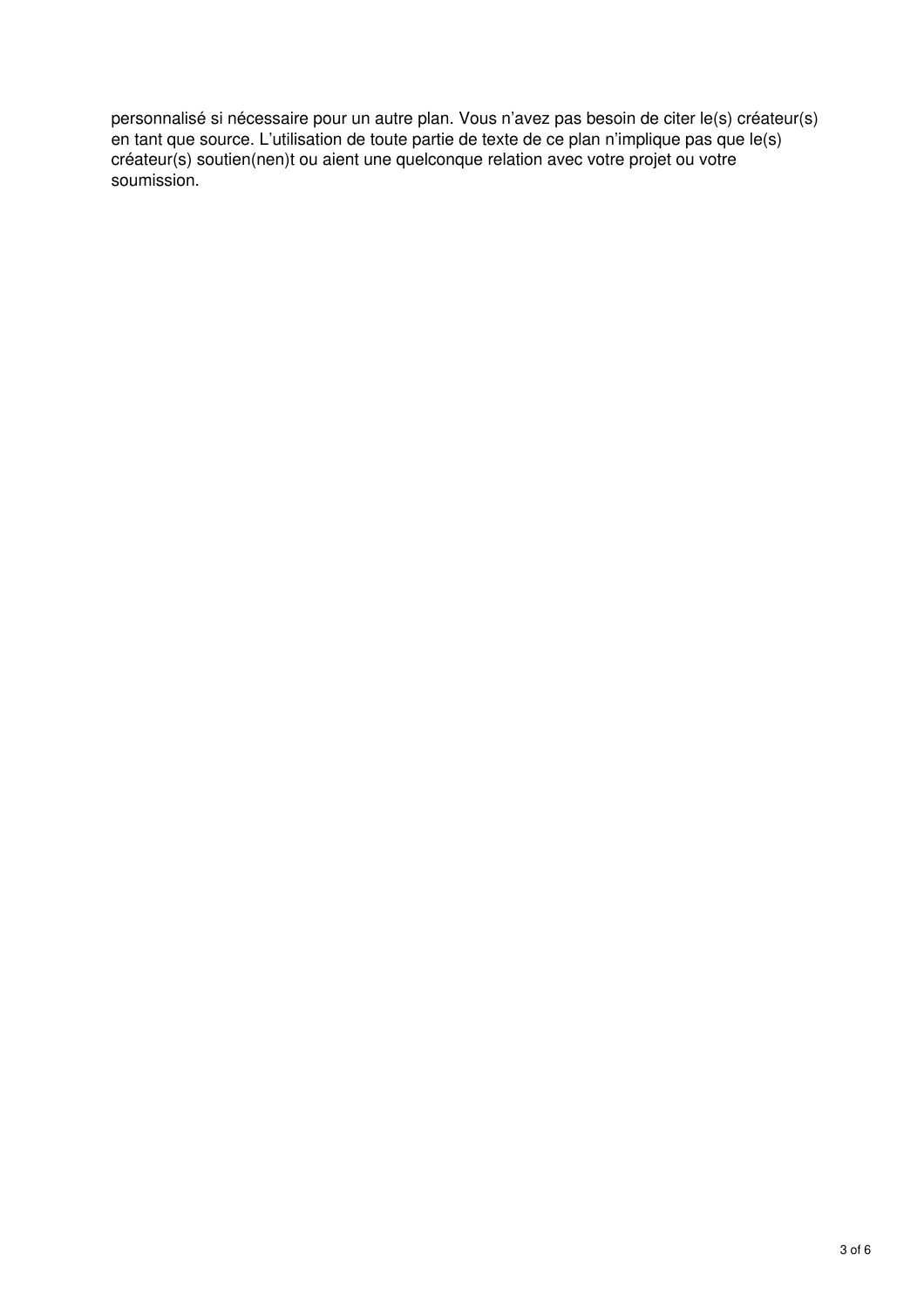personnalisé si nécessaire pour un autre plan. Vous n'avez pas besoin de citer le(s) créateur(s) en tant que source. L'utilisation de toute partie de texte de ce plan n'implique pas que le(s) créateur(s) soutien(nen)t ou aient une quelconque relation avec votre projet ou votre soumission.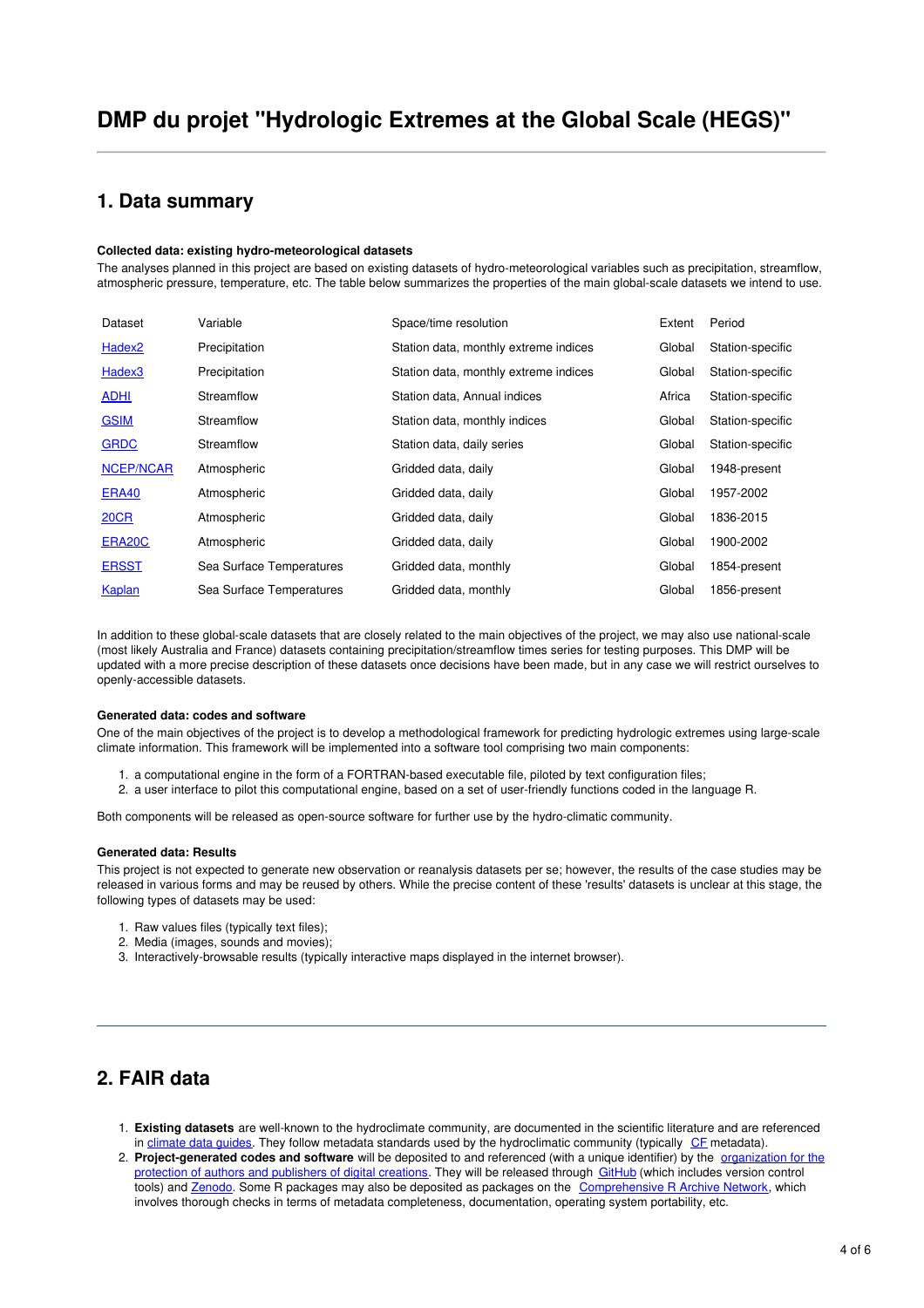# DMP du projet "Hydrologic Extremes at the Global Scale (HEGS)"

## 1. Data summary

**Collected data: existing hydro-meteorological datasets**

The analyses planned in this project are based on existing datasets of hydro-meteorological variables such as precipitation, streamflow, atmospheric pressure, temperature, etc. The table below summarizes the properties of the main global-scale datasets we intend to use.

| Dataset | Variable | Space/time resolution | Extent | Period |
|---|---|---|---|---|
| Hadex2 | Precipitation | Station data, monthly extreme indices | Global | Station-specific |
| Hadex3 | Precipitation | Station data, monthly extreme indices | Global | Station-specific |
| ADHI | Streamflow | Station data, Annual indices | Africa | Station-specific |
| GSIM | Streamflow | Station data, monthly indices | Global | Station-specific |
| GRDC | Streamflow | Station data, daily series | Global | Station-specific |
| NCEP/NCAR | Atmospheric | Gridded data, daily | Global | 1948-present |
| ERA40 | Atmospheric | Gridded data, daily | Global | 1957-2002 |
| 20CR | Atmospheric | Gridded data, daily | Global | 1836-2015 |
| ERA20C | Atmospheric | Gridded data, daily | Global | 1900-2002 |
| ERSST | Sea Surface Temperatures | Gridded data, monthly | Global | 1854-present |
| Kaplan | Sea Surface Temperatures | Gridded data, monthly | Global | 1856-present |

In addition to these global-scale datasets that are closely related to the main objectives of the project, we may also use national-scale (most likely Australia and France) datasets containing precipitation/streamflow times series for testing purposes. This DMP will be updated with a more precise description of these datasets once decisions have been made, but in any case we will restrict ourselves to openly-accessible datasets.

**Generated data: codes and software**

One of the main objectives of the project is to develop a methodological framework for predicting hydrologic extremes using large-scale climate information. This framework will be implemented into a software tool comprising two main components:

1. a computational engine in the form of a FORTRAN-based executable file, piloted by text configuration files;
2. a user interface to pilot this computational engine, based on a set of user-friendly functions coded in the language R.

Both components will be released as open-source software for further use by the hydro-climatic community.

**Generated data: Results**

This project is not expected to generate new observation or reanalysis datasets per se; however, the results of the case studies may be released in various forms and may be reused by others. While the precise content of these 'results' datasets is unclear at this stage, the following types of datasets may be used:

1. Raw values files (typically text files);
2. Media (images, sounds and movies);
3. Interactively-browsable results (typically interactive maps displayed in the internet browser).

## 2. FAIR data

1. **Existing datasets** are well-known to the hydroclimate community, are documented in the scientific literature and are referenced in climate data guides. They follow metadata standards used by the hydroclimatic community (typically CF metadata).
2. **Project-generated codes and software** will be deposited to and referenced (with a unique identifier) by the organization for the protection of authors and publishers of digital creations. They will be released through GitHub (which includes version control tools) and Zenodo. Some R packages may also be deposited as packages on the Comprehensive R Archive Network, which involves thorough checks in terms of metadata completeness, documentation, operating system portability, etc.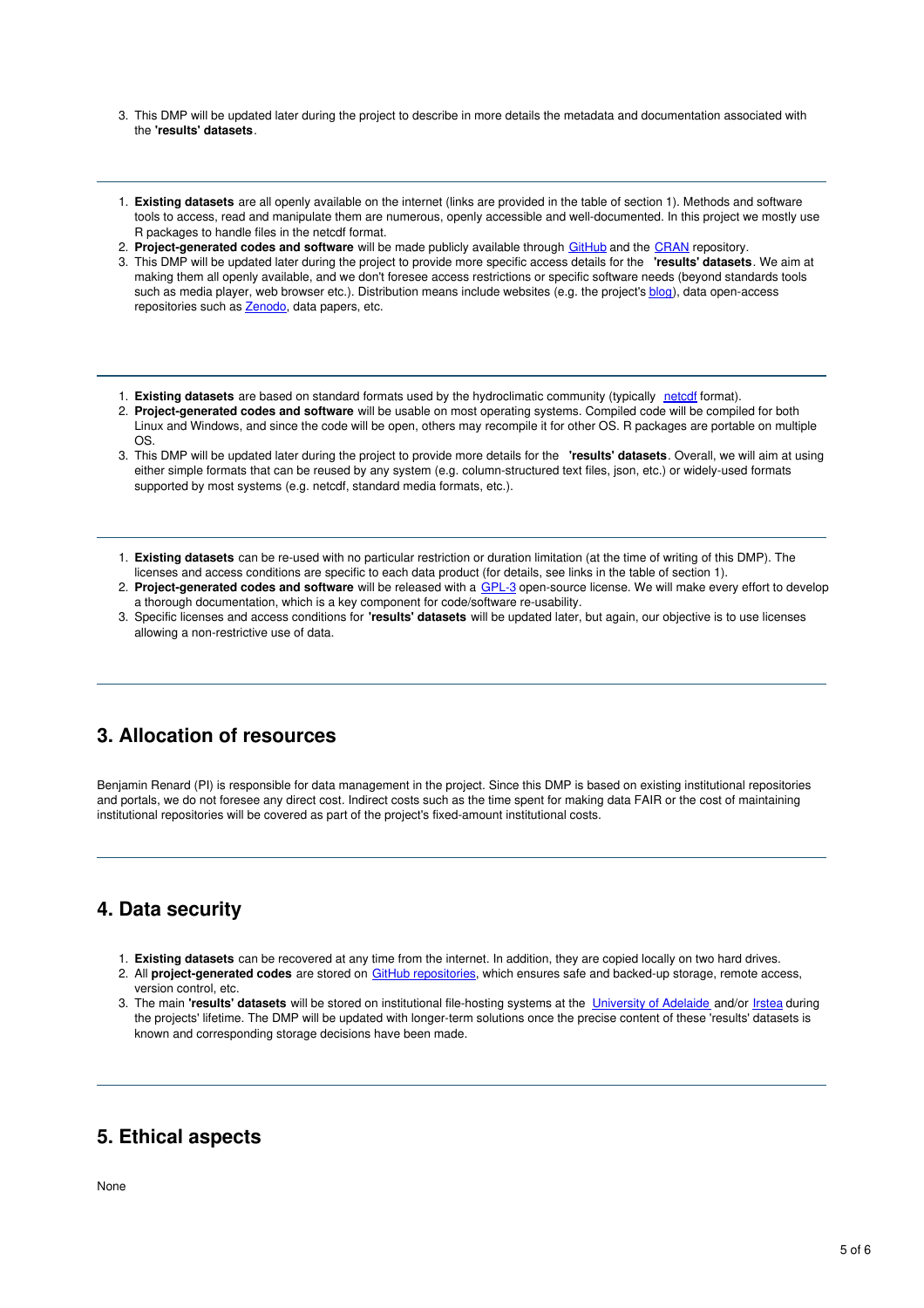3. This DMP will be updated later during the project to describe in more details the metadata and documentation associated with the **'results' datasets**.

---

1. **Existing datasets** are all openly available on the internet (links are provided in the table of section 1). Methods and software tools to access, read and manipulate them are numerous, openly accessible and well-documented. In this project we mostly use R packages to handle files in the netcdf format.
2. **Project-generated codes and software** will be made publicly available through GitHub and the CRAN repository.
3. This DMP will be updated later during the project to provide more specific access details for the **'results' datasets**. We aim at making them all openly available, and we don't foresee access restrictions or specific software needs (beyond standards tools such as media player, web browser etc.). Distribution means include websites (e.g. the project's blog), data open-access repositories such as Zenodo, data papers, etc.

---

1. **Existing datasets** are based on standard formats used by the hydroclimatic community (typically netcdf format).
2. **Project-generated codes and software** will be usable on most operating systems. Compiled code will be compiled for both Linux and Windows, and since the code will be open, others may recompile it for other OS. R packages are portable on multiple OS.
3. This DMP will be updated later during the project to provide more details for the **'results' datasets**. Overall, we will aim at using either simple formats that can be reused by any system (e.g. column-structured text files, json, etc.) or widely-used formats supported by most systems (e.g. netcdf, standard media formats, etc.).

---

1. **Existing datasets** can be re-used with no particular restriction or duration limitation (at the time of writing of this DMP). The licenses and access conditions are specific to each data product (for details, see links in the table of section 1).
2. **Project-generated codes and software** will be released with a GPL-3 open-source license. We will make every effort to develop a thorough documentation, which is a key component for code/software re-usability.
3. Specific licenses and access conditions for **'results' datasets** will be updated later, but again, our objective is to use licenses allowing a non-restrictive use of data.

---

## 3. Allocation of resources

Benjamin Renard (PI) is responsible for data management in the project. Since this DMP is based on existing institutional repositories and portals, we do not foresee any direct cost. Indirect costs such as the time spent for making data FAIR or the cost of maintaining institutional repositories will be covered as part of the project's fixed-amount institutional costs.

---

## 4. Data security

1. **Existing datasets** can be recovered at any time from the internet. In addition, they are copied locally on two hard drives.
2. All **project-generated codes** are stored on GitHub repositories, which ensures safe and backed-up storage, remote access, version control, etc.
3. The main **'results' datasets** will be stored on institutional file-hosting systems at the University of Adelaide and/or Irstea during the projects' lifetime. The DMP will be updated with longer-term solutions once the precise content of these 'results' datasets is known and corresponding storage decisions have been made.

---

## 5. Ethical aspects

None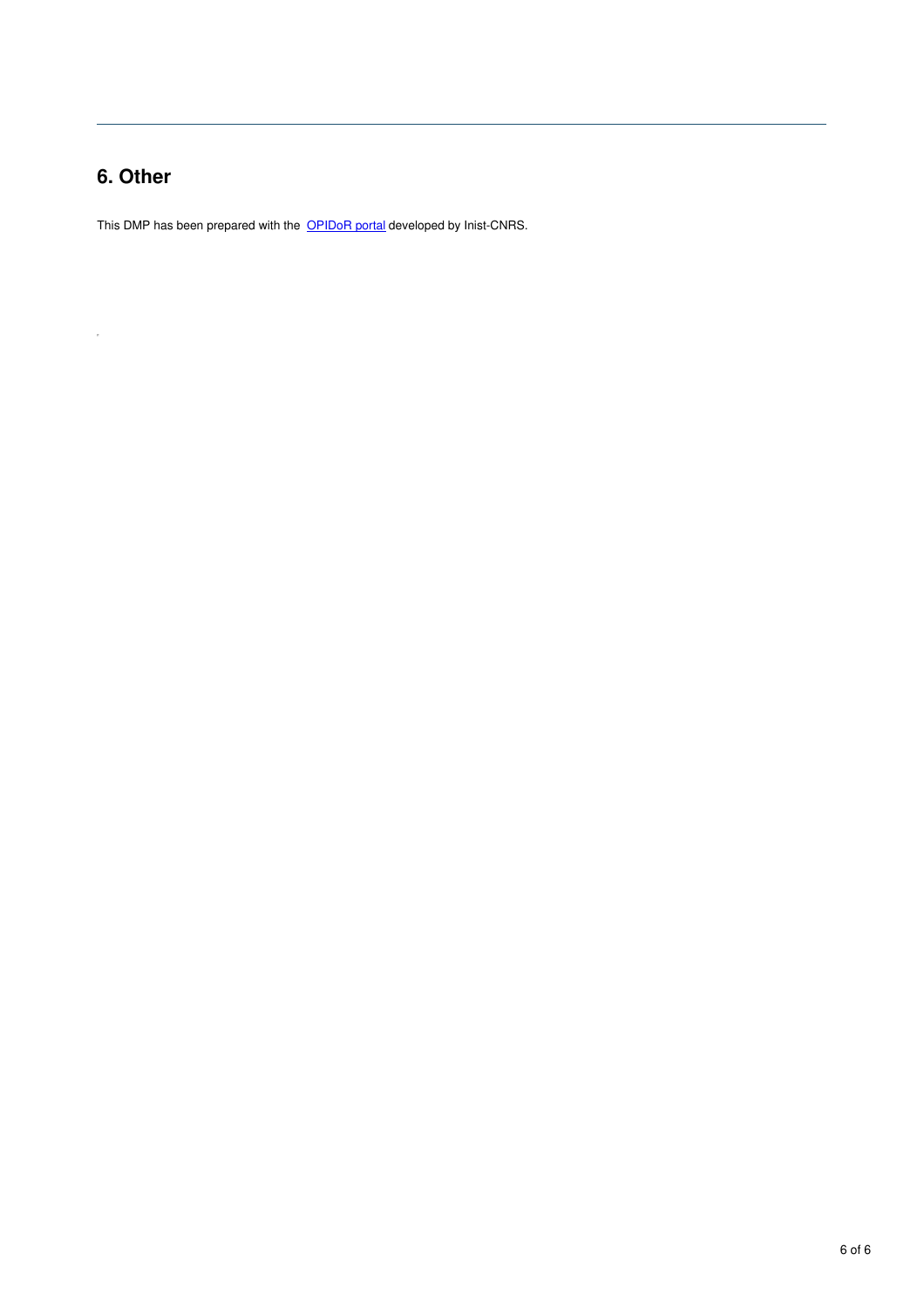## 6. Other

This DMP has been prepared with the [OPIDoR portal] developed by Inist-CNRS.